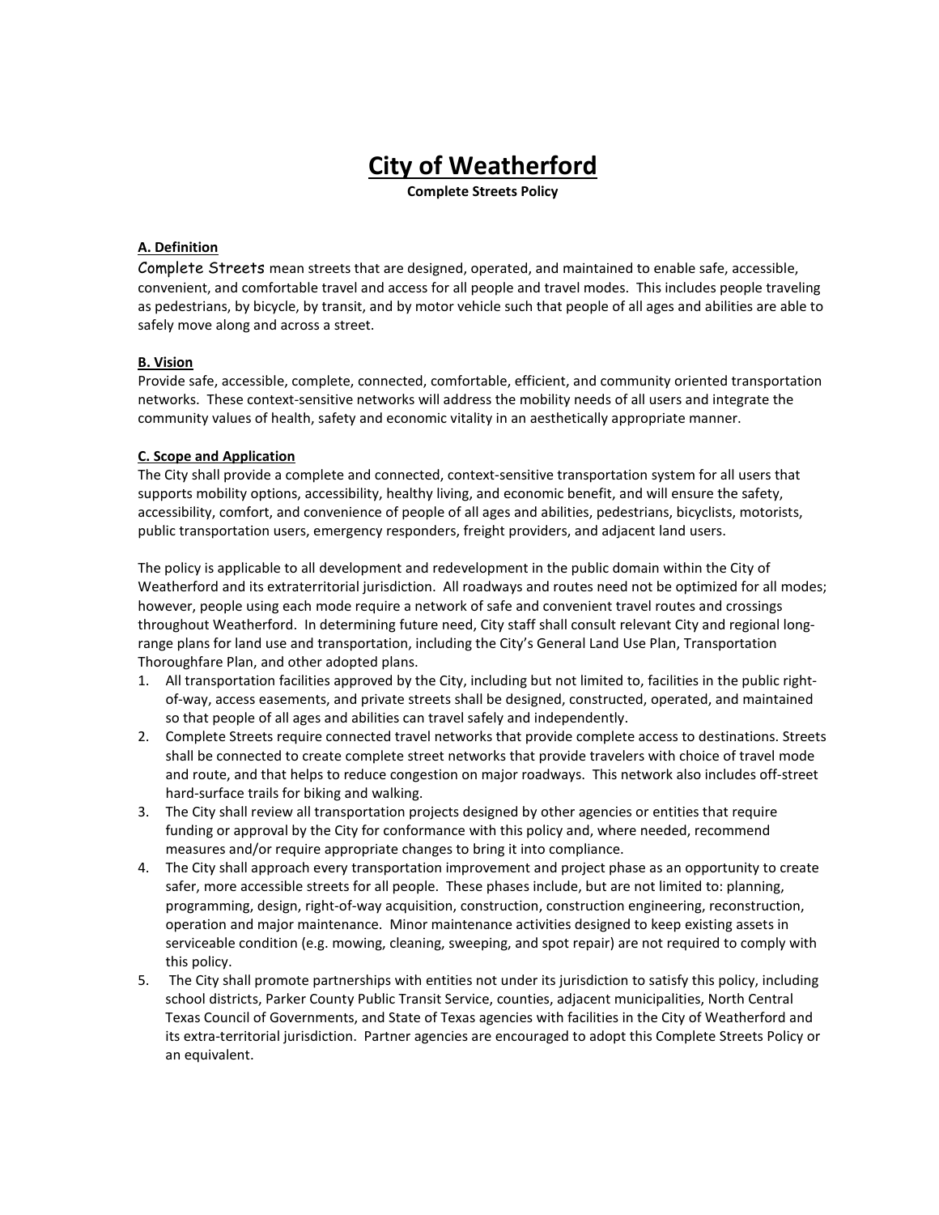# City of Weatherford

**Complete Streets Policy**

## A. Definition

Complete Streets mean streets that are designed, operated, and maintained to enable safe, accessible, convenient, and comfortable travel and access for all people and travel modes. This includes people traveling as pedestrians, by bicycle, by transit, and by motor vehicle such that people of all ages and abilities are able to safely move along and across a street.

## B. Vision

Provide safe, accessible, complete, connected, comfortable, efficient, and community oriented transportation networks. These context-sensitive networks will address the mobility needs of all users and integrate the community values of health, safety and economic vitality in an aesthetically appropriate manner.

## C. Scope and Application

The City shall provide a complete and connected, context-sensitive transportation system for all users that supports mobility options, accessibility, healthy living, and economic benefit, and will ensure the safety, accessibility, comfort, and convenience of people of all ages and abilities, pedestrians, bicyclists, motorists, public transportation users, emergency responders, freight providers, and adjacent land users.

The policy is applicable to all development and redevelopment in the public domain within the City of Weatherford and its extraterritorial jurisdiction. All roadways and routes need not be optimized for all modes; however, people using each mode require a network of safe and convenient travel routes and crossings throughout Weatherford. In determining future need, City staff shall consult relevant City and regional long-range plans for land use and transportation, including the City's General Land Use Plan, Transportation Thoroughfare Plan, and other adopted plans.

1. All transportation facilities approved by the City, including but not limited to, facilities in the public right-of-way, access easements, and private streets shall be designed, constructed, operated, and maintained so that people of all ages and abilities can travel safely and independently.
2. Complete Streets require connected travel networks that provide complete access to destinations. Streets shall be connected to create complete street networks that provide travelers with choice of travel mode and route, and that helps to reduce congestion on major roadways. This network also includes off-street hard-surface trails for biking and walking.
3. The City shall review all transportation projects designed by other agencies or entities that require funding or approval by the City for conformance with this policy and, where needed, recommend measures and/or require appropriate changes to bring it into compliance.
4. The City shall approach every transportation improvement and project phase as an opportunity to create safer, more accessible streets for all people. These phases include, but are not limited to: planning, programming, design, right-of-way acquisition, construction, construction engineering, reconstruction, operation and major maintenance. Minor maintenance activities designed to keep existing assets in serviceable condition (e.g. mowing, cleaning, sweeping, and spot repair) are not required to comply with this policy.
5. The City shall promote partnerships with entities not under its jurisdiction to satisfy this policy, including school districts, Parker County Public Transit Service, counties, adjacent municipalities, North Central Texas Council of Governments, and State of Texas agencies with facilities in the City of Weatherford and its extra-territorial jurisdiction. Partner agencies are encouraged to adopt this Complete Streets Policy or an equivalent.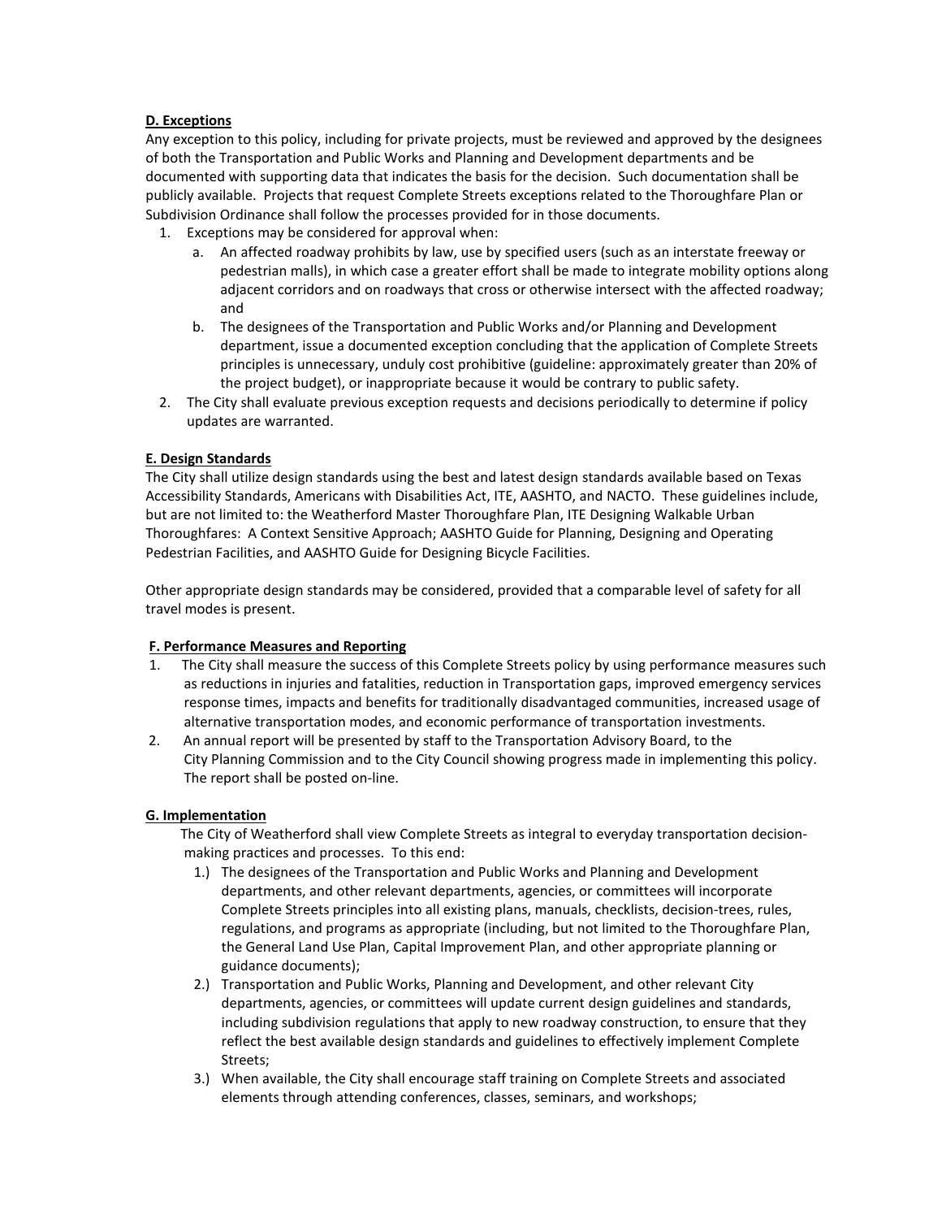**D. Exceptions**

Any exception to this policy, including for private projects, must be reviewed and approved by the designees of both the Transportation and Public Works and Planning and Development departments and be documented with supporting data that indicates the basis for the decision. Such documentation shall be publicly available. Projects that request Complete Streets exceptions related to the Thoroughfare Plan or Subdivision Ordinance shall follow the processes provided for in those documents.

1. Exceptions may be considered for approval when:
   a. An affected roadway prohibits by law, use by specified users (such as an interstate freeway or pedestrian malls), in which case a greater effort shall be made to integrate mobility options along adjacent corridors and on roadways that cross or otherwise intersect with the affected roadway; and
   b. The designees of the Transportation and Public Works and/or Planning and Development department, issue a documented exception concluding that the application of Complete Streets principles is unnecessary, unduly cost prohibitive (guideline: approximately greater than 20% of the project budget), or inappropriate because it would be contrary to public safety.
2. The City shall evaluate previous exception requests and decisions periodically to determine if policy updates are warranted.

**E. Design Standards**

The City shall utilize design standards using the best and latest design standards available based on Texas Accessibility Standards, Americans with Disabilities Act, ITE, AASHTO, and NACTO. These guidelines include, but are not limited to: the Weatherford Master Thoroughfare Plan, ITE Designing Walkable Urban Thoroughfares: A Context Sensitive Approach; AASHTO Guide for Planning, Designing and Operating Pedestrian Facilities, and AASHTO Guide for Designing Bicycle Facilities.

Other appropriate design standards may be considered, provided that a comparable level of safety for all travel modes is present.

**F. Performance Measures and Reporting**

1. The City shall measure the success of this Complete Streets policy by using performance measures such as reductions in injuries and fatalities, reduction in Transportation gaps, improved emergency services response times, impacts and benefits for traditionally disadvantaged communities, increased usage of alternative transportation modes, and economic performance of transportation investments.
2. An annual report will be presented by staff to the Transportation Advisory Board, to the City Planning Commission and to the City Council showing progress made in implementing this policy. The report shall be posted on-line.

**G. Implementation**

The City of Weatherford shall view Complete Streets as integral to everyday transportation decision-making practices and processes. To this end:

1.) The designees of the Transportation and Public Works and Planning and Development departments, and other relevant departments, agencies, or committees will incorporate Complete Streets principles into all existing plans, manuals, checklists, decision-trees, rules, regulations, and programs as appropriate (including, but not limited to the Thoroughfare Plan, the General Land Use Plan, Capital Improvement Plan, and other appropriate planning or guidance documents);

2.) Transportation and Public Works, Planning and Development, and other relevant City departments, agencies, or committees will update current design guidelines and standards, including subdivision regulations that apply to new roadway construction, to ensure that they reflect the best available design standards and guidelines to effectively implement Complete Streets;

3.) When available, the City shall encourage staff training on Complete Streets and associated elements through attending conferences, classes, seminars, and workshops;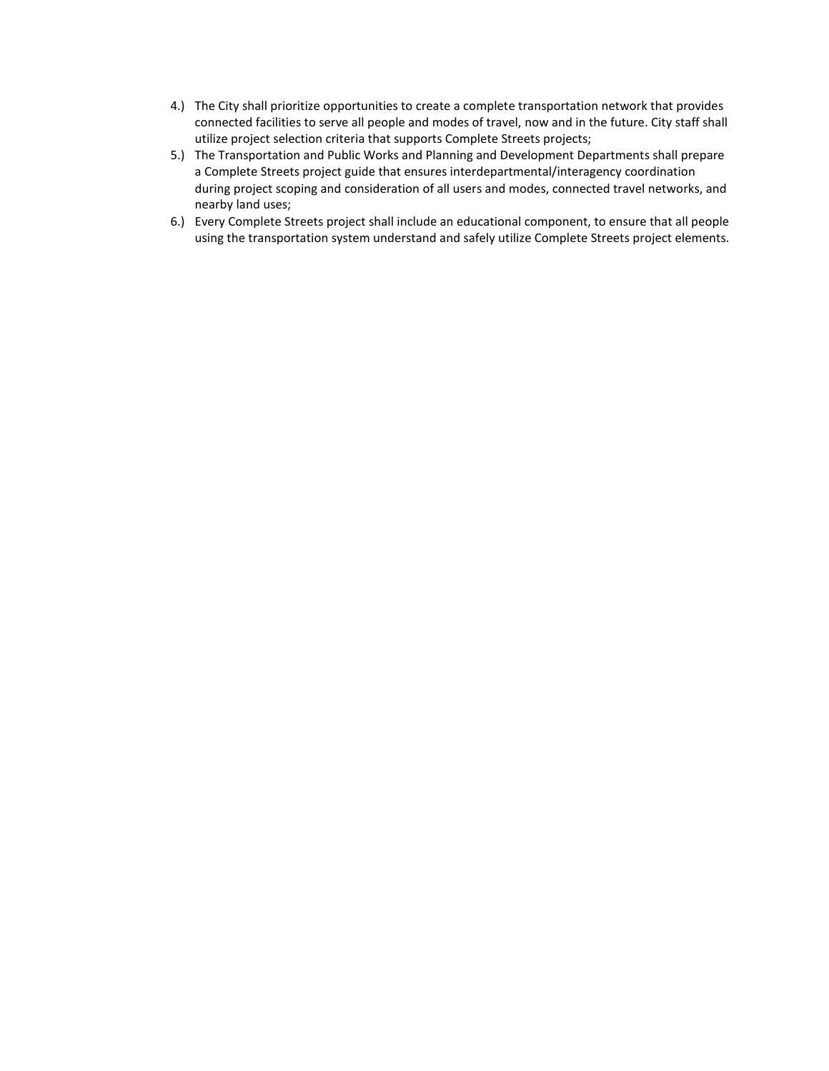4.) The City shall prioritize opportunities to create a complete transportation network that provides connected facilities to serve all people and modes of travel, now and in the future. City staff shall utilize project selection criteria that supports Complete Streets projects;

5.) The Transportation and Public Works and Planning and Development Departments shall prepare a Complete Streets project guide that ensures interdepartmental/interagency coordination during project scoping and consideration of all users and modes, connected travel networks, and nearby land uses;

6.) Every Complete Streets project shall include an educational component, to ensure that all people using the transportation system understand and safely utilize Complete Streets project elements.